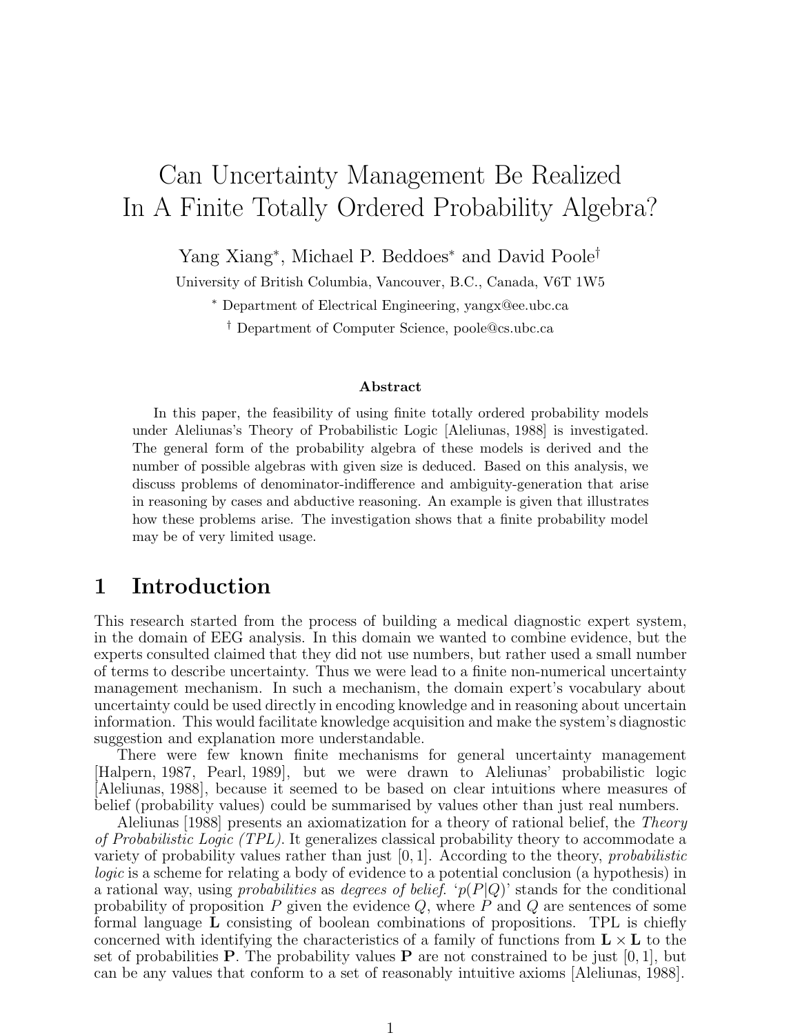# Can Uncertainty Management Be Realized In A Finite Totally Ordered Probability Algebra?

Yang Xiang*, Michael P. Beddoes* and David Poole†

University of British Columbia, Vancouver, B.C., Canada, V6T 1W5

* Department of Electrical Engineering, yangx@ee.ubc.ca

† Department of Computer Science, poole@cs.ubc.ca

**Abstract**

In this paper, the feasibility of using finite totally ordered probability models under Aleliunas's Theory of Probabilistic Logic [Aleliunas, 1988] is investigated. The general form of the probability algebra of these models is derived and the number of possible algebras with given size is deduced. Based on this analysis, we discuss problems of denominator-indifference and ambiguity-generation that arise in reasoning by cases and abductive reasoning. An example is given that illustrates how these problems arise. The investigation shows that a finite probability model may be of very limited usage.

## 1 Introduction

This research started from the process of building a medical diagnostic expert system, in the domain of EEG analysis. In this domain we wanted to combine evidence, but the experts consulted claimed that they did not use numbers, but rather used a small number of terms to describe uncertainty. Thus we were lead to a finite non-numerical uncertainty management mechanism. In such a mechanism, the domain expert's vocabulary about uncertainty could be used directly in encoding knowledge and in reasoning about uncertain information. This would facilitate knowledge acquisition and make the system's diagnostic suggestion and explanation more understandable.

There were few known finite mechanisms for general uncertainty management [Halpern, 1987, Pearl, 1989], but we were drawn to Aleliunas' probabilistic logic [Aleliunas, 1988], because it seemed to be based on clear intuitions where measures of belief (probability values) could be summarised by values other than just real numbers.

Aleliunas [1988] presents an axiomatization for a theory of rational belief, the *Theory of Probabilistic Logic (TPL)*. It generalizes classical probability theory to accommodate a variety of probability values rather than just $[0, 1]$. According to the theory, *probabilistic logic* is a scheme for relating a body of evidence to a potential conclusion (a hypothesis) in a rational way, using *probabilities* as *degrees of belief*. '$p(P|Q)$' stands for the conditional probability of proposition $P$ given the evidence $Q$, where $P$ and $Q$ are sentences of some formal language $\mathbf{L}$ consisting of boolean combinations of propositions. TPL is chiefly concerned with identifying the characteristics of a family of functions from $\mathbf{L} \times \mathbf{L}$ to the set of probabilities $\mathbf{P}$. The probability values $\mathbf{P}$ are not constrained to be just $[0, 1]$, but can be any values that conform to a set of reasonably intuitive axioms [Aleliunas, 1988].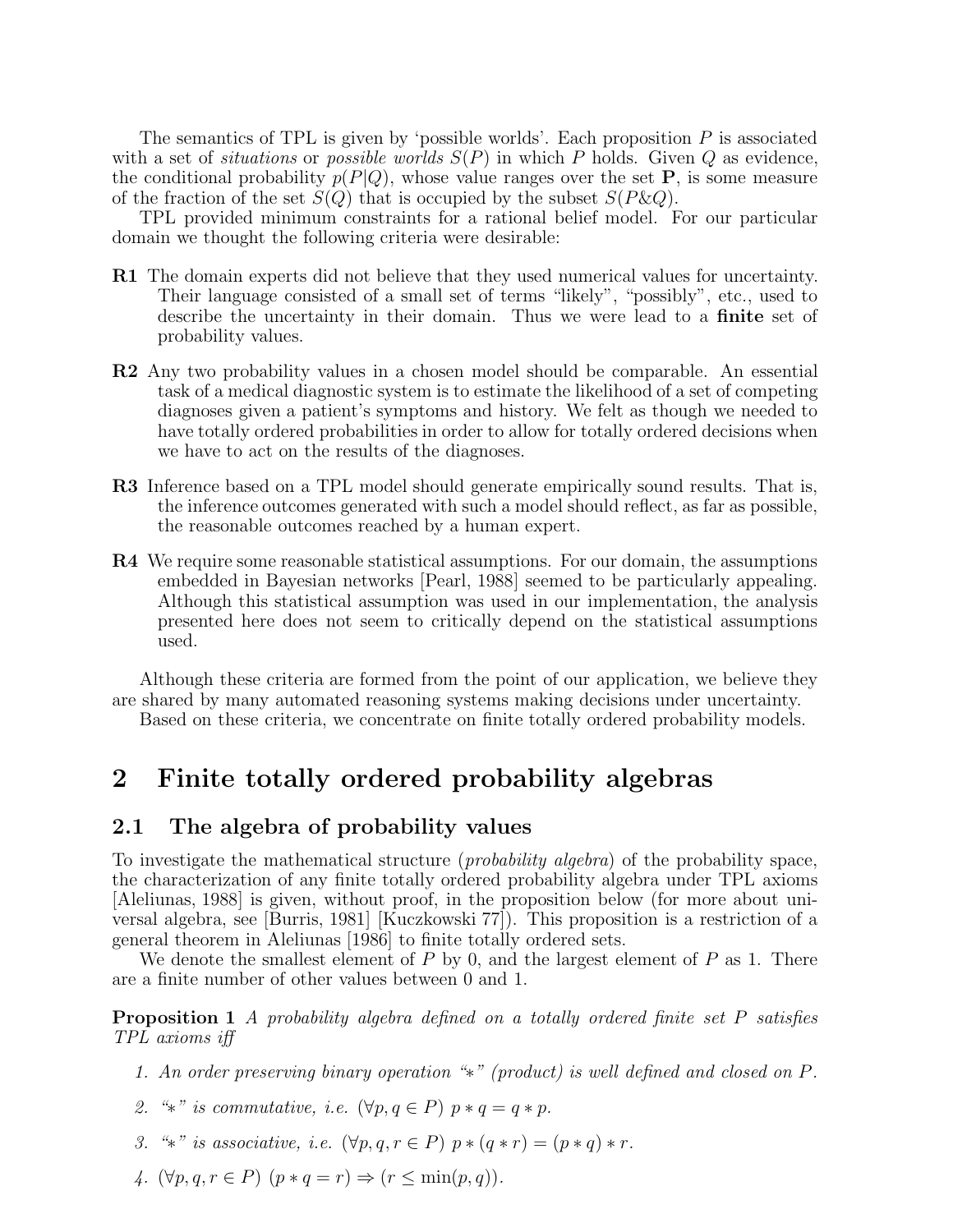The semantics of TPL is given by 'possible worlds'. Each proposition $P$ is associated with a set of *situations* or *possible worlds* $S(P)$ in which $P$ holds. Given $Q$ as evidence, the conditional probability $p(P|Q)$, whose value ranges over the set $\mathbf{P}$, is some measure of the fraction of the set $S(Q)$ that is occupied by the subset $S(P\&Q)$.

TPL provided minimum constraints for a rational belief model. For our particular domain we thought the following criteria were desirable:

**R1** The domain experts did not believe that they used numerical values for uncertainty. Their language consisted of a small set of terms "likely", "possibly", etc., used to describe the uncertainty in their domain. Thus we were lead to a **finite** set of probability values.

**R2** Any two probability values in a chosen model should be comparable. An essential task of a medical diagnostic system is to estimate the likelihood of a set of competing diagnoses given a patient's symptoms and history. We felt as though we needed to have totally ordered probabilities in order to allow for totally ordered decisions when we have to act on the results of the diagnoses.

**R3** Inference based on a TPL model should generate empirically sound results. That is, the inference outcomes generated with such a model should reflect, as far as possible, the reasonable outcomes reached by a human expert.

**R4** We require some reasonable statistical assumptions. For our domain, the assumptions embedded in Bayesian networks [Pearl, 1988] seemed to be particularly appealing. Although this statistical assumption was used in our implementation, the analysis presented here does not seem to critically depend on the statistical assumptions used.

Although these criteria are formed from the point of our application, we believe they are shared by many automated reasoning systems making decisions under uncertainty.

Based on these criteria, we concentrate on finite totally ordered probability models.

# 2 Finite totally ordered probability algebras

## 2.1 The algebra of probability values

To investigate the mathematical structure (*probability algebra*) of the probability space, the characterization of any finite totally ordered probability algebra under TPL axioms [Aleliunas, 1988] is given, without proof, in the proposition below (for more about universal algebra, see [Burris, 1981] [Kuczkowski 77]). This proposition is a restriction of a general theorem in Aleliunas [1986] to finite totally ordered sets.

We denote the smallest element of $P$ by 0, and the largest element of $P$ as 1. There are a finite number of other values between 0 and 1.

**Proposition 1** *A probability algebra defined on a totally ordered finite set $P$ satisfies TPL axioms iff*

1. *An order preserving binary operation "$*$" (product) is well defined and closed on $P$.*
2. *"$*$" is commutative, i.e. $(\forall p, q \in P)\ p * q = q * p$.*
3. *"$*$" is associative, i.e. $(\forall p, q, r \in P)\ p * (q * r) = (p * q) * r$.*
4. $(\forall p, q, r \in P)\ (p * q = r) \Rightarrow (r \leq \min(p, q))$.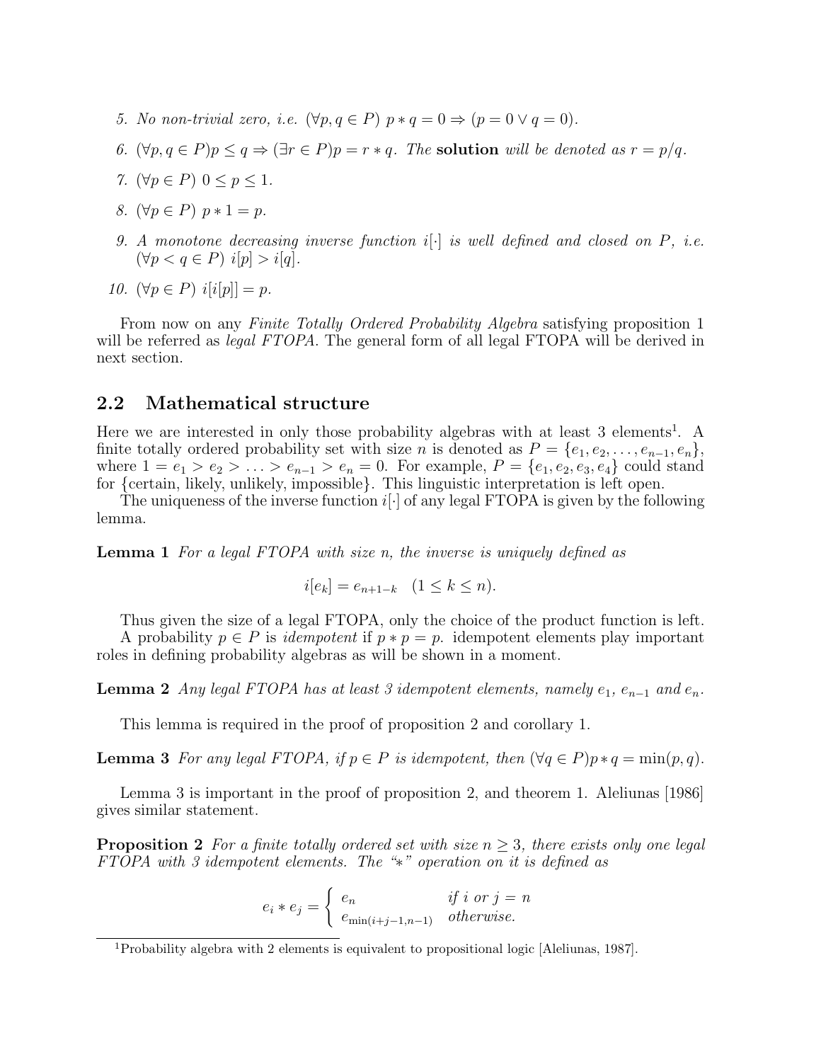5. *No non-trivial zero, i.e.* $(\forall p, q \in P)\ p * q = 0 \Rightarrow (p = 0 \vee q = 0)$.
6. $(\forall p, q \in P) p \leq q \Rightarrow (\exists r \in P) p = r * q$. *The* **solution** *will be denoted as* $r = p/q$.
7. $(\forall p \in P)\ 0 \leq p \leq 1$.
8. $(\forall p \in P)\ p * 1 = p$.
9. *A monotone decreasing inverse function* $i[\cdot]$ *is well defined and closed on* $P$*, i.e.* $(\forall p < q \in P)\ i[p] > i[q]$.
10. $(\forall p \in P)\ i[i[p]] = p$.

From now on any *Finite Totally Ordered Probability Algebra* satisfying proposition 1 will be referred as *legal FTOPA*. The general form of all legal FTOPA will be derived in next section.

## 2.2 Mathematical structure

Here we are interested in only those probability algebras with at least 3 elements[1]. A finite totally ordered probability set with size $n$ is denoted as $P = \{e_1, e_2, \ldots, e_{n-1}, e_n\}$, where $1 = e_1 > e_2 > \ldots > e_{n-1} > e_n = 0$. For example, $P = \{e_1, e_2, e_3, e_4\}$ could stand for {certain, likely, unlikely, impossible}. This linguistic interpretation is left open.

The uniqueness of the inverse function $i[\cdot]$ of any legal FTOPA is given by the following lemma.

**Lemma 1** *For a legal FTOPA with size n, the inverse is uniquely defined as*

$$i[e_k] = e_{n+1-k} \quad (1 \leq k \leq n).$$

Thus given the size of a legal FTOPA, only the choice of the product function is left.

A probability $p \in P$ is *idempotent* if $p * p = p$. idempotent elements play important roles in defining probability algebras as will be shown in a moment.

**Lemma 2** *Any legal FTOPA has at least 3 idempotent elements, namely* $e_1$*,* $e_{n-1}$ *and* $e_n$*.*

This lemma is required in the proof of proposition 2 and corollary 1.

**Lemma 3** *For any legal FTOPA, if* $p \in P$ *is idempotent, then* $(\forall q \in P) p * q = \min(p, q)$*.*

Lemma 3 is important in the proof of proposition 2, and theorem 1. Aleliunas [1986] gives similar statement.

**Proposition 2** *For a finite totally ordered set with size* $n \geq 3$*, there exists only one legal FTOPA with 3 idempotent elements. The "*$*$*" operation on it is defined as*

$$e_i * e_j = \begin{cases} e_n & \text{if } i \text{ or } j = n \\ e_{\min(i+j-1, n-1)} & \text{otherwise.} \end{cases}$$

[1] Probability algebra with 2 elements is equivalent to propositional logic [Aleliunas, 1987].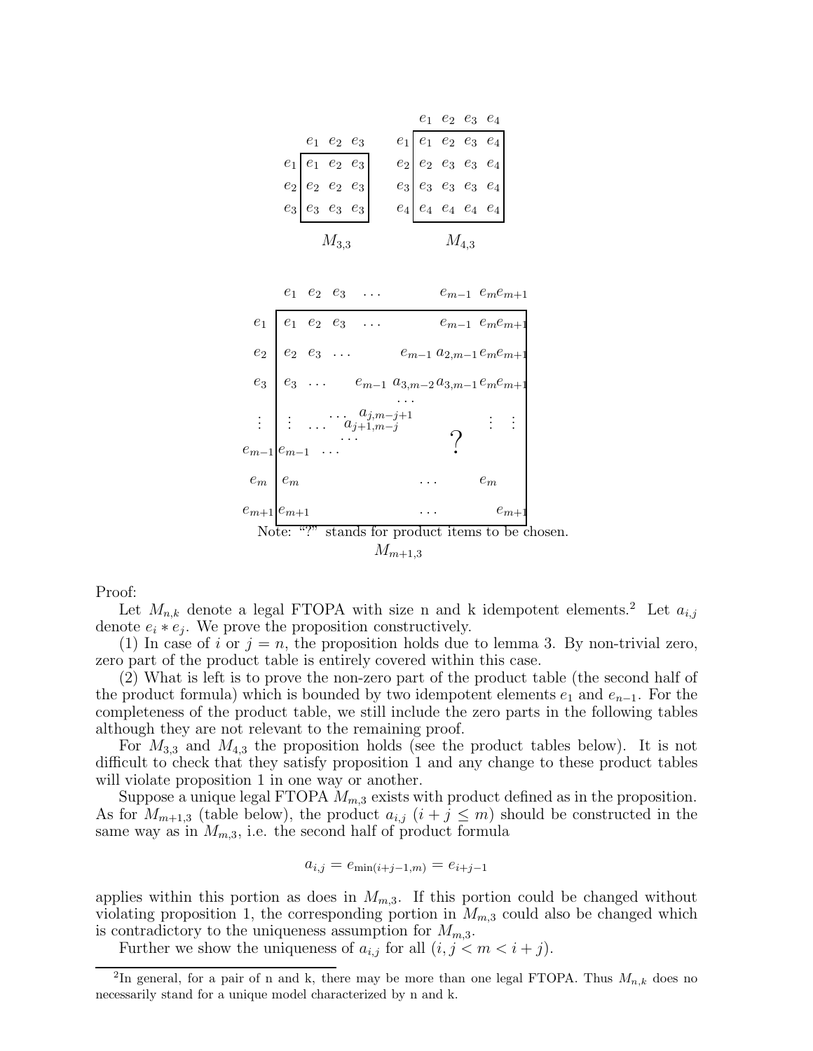|  | $e_1$ | $e_2$ | $e_3$ |
|---|---|---|---|
| $e_1$ | $e_1$ | $e_2$ | $e_3$ |
| $e_2$ | $e_2$ | $e_2$ | $e_3$ |
| $e_3$ | $e_3$ | $e_3$ | $e_3$ |

$M_{3,3}$

|  | $e_1$ | $e_2$ | $e_3$ | $e_4$ |
|---|---|---|---|---|
| $e_1$ | $e_1$ | $e_2$ | $e_3$ | $e_4$ |
| $e_2$ | $e_2$ | $e_3$ | $e_3$ | $e_4$ |
| $e_3$ | $e_3$ | $e_3$ | $e_3$ | $e_4$ |
| $e_4$ | $e_4$ | $e_4$ | $e_4$ | $e_4$ |

$M_{4,3}$

|  | $e_1$ | $e_2$ | $e_3$ | $\ldots$ |  | $e_{m-1}$ | $e_m$ | $e_{m+1}$ |
|---|---|---|---|---|---|---|---|---|
| $e_1$ | $e_1$ | $e_2$ | $e_3$ | $\ldots$ |  | $e_{m-1}$ | $e_m$ | $e_{m+1}$ |
| $e_2$ | $e_2$ | $e_3$ | $\ldots$ |  | $e_{m-1}$ | $a_{2,m-1}$ | $e_m$ | $e_{m+1}$ |
| $e_3$ | $e_3$ | $\ldots$ |  | $e_{m-1}$ | $a_{3,m-2}$ | $a_{3,m-1}$ | $e_m$ | $e_{m+1}$ |
| $\vdots$ | $\vdots$ | $\ldots$ | $a_{j+1,m-j}$ | $a_{j,m-j+1}$ $\ldots$ |  | ? | $\vdots$ | $\vdots$ |
| $e_{m-1}$ | $e_{m-1}$ | $\ldots$ |  |  |  |  |  |  |
| $e_m$ | $e_m$ |  |  |  | $\ldots$ |  | $e_m$ |  |
| $e_{m+1}$ | $e_{m+1}$ |  |  |  | $\ldots$ |  |  | $e_{m+1}$ |

Note: "?" stands for product items to be chosen.

$M_{m+1,3}$

Proof:

Let $M_{n,k}$ denote a legal FTOPA with size n and k idempotent elements.[2] Let $a_{i,j}$ denote $e_i * e_j$. We prove the proposition constructively.

(1) In case of $i$ or $j = n$, the proposition holds due to lemma 3. By non-trivial zero, zero part of the product table is entirely covered within this case.

(2) What is left is to prove the non-zero part of the product table (the second half of the product formula) which is bounded by two idempotent elements $e_1$ and $e_{n-1}$. For the completeness of the product table, we still include the zero parts in the following tables although they are not relevant to the remaining proof.

For $M_{3,3}$ and $M_{4,3}$ the proposition holds (see the product tables below). It is not difficult to check that they satisfy proposition 1 and any change to these product tables will violate proposition 1 in one way or another.

Suppose a unique legal FTOPA $M_{m,3}$ exists with product defined as in the proposition. As for $M_{m+1,3}$ (table below), the product $a_{i,j}$ $(i + j \leq m)$ should be constructed in the same way as in $M_{m,3}$, i.e. the second half of product formula

$$a_{i,j} = e_{\min(i+j-1,m)} = e_{i+j-1}$$

applies within this portion as does in $M_{m,3}$. If this portion could be changed without violating proposition 1, the corresponding portion in $M_{m,3}$ could also be changed which is contradictory to the uniqueness assumption for $M_{m,3}$.

Further we show the uniqueness of $a_{i,j}$ for all $(i, j < m < i + j)$.

[2] In general, for a pair of n and k, there may be more than one legal FTOPA. Thus $M_{n,k}$ does no necessarily stand for a unique model characterized by n and k.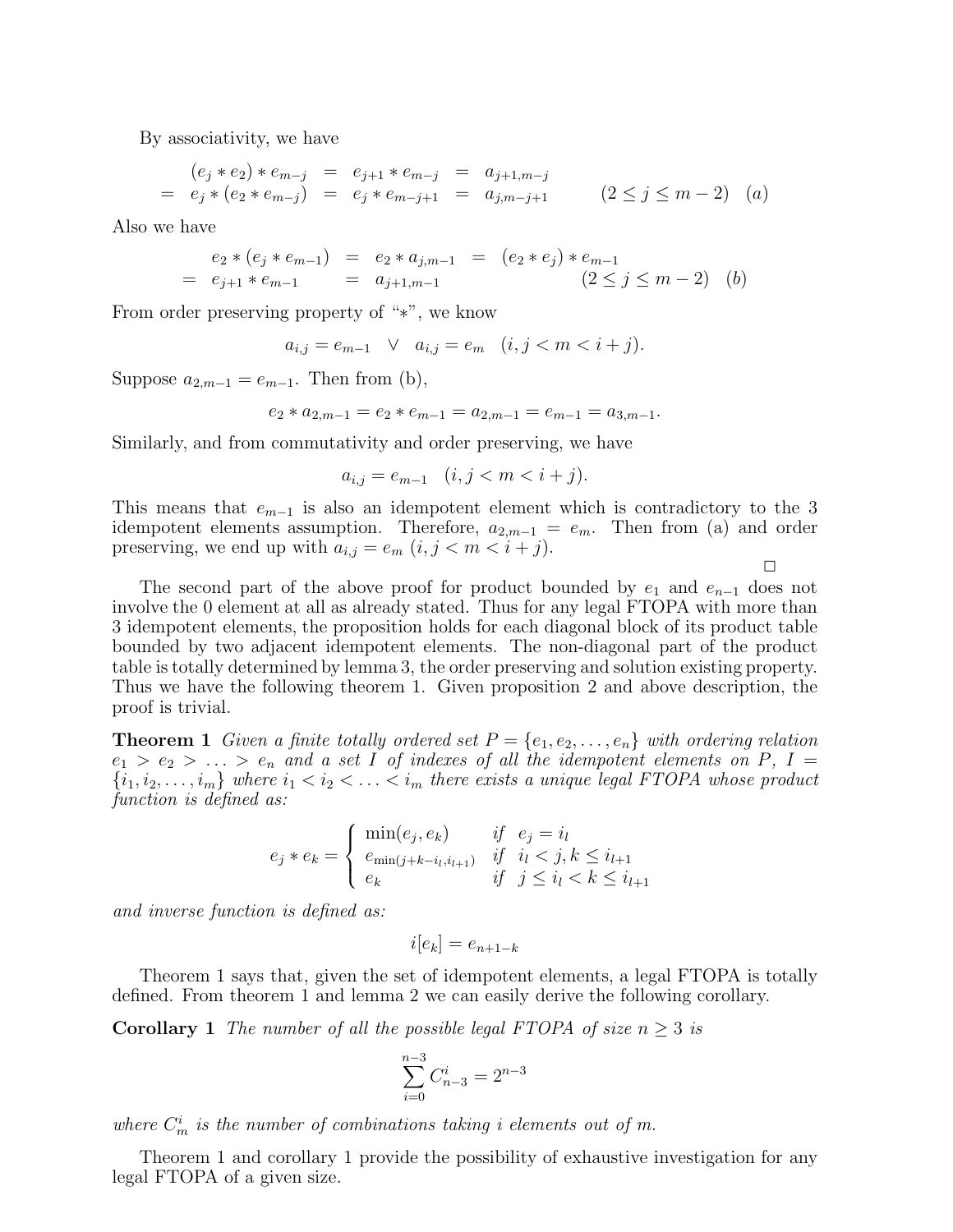By associativity, we have

$$
\begin{array}{rcccl}
 & (e_j * e_2) * e_{m-j} & = & e_{j+1} * e_{m-j} & = \; a_{j+1,m-j} \\
= & e_j * (e_2 * e_{m-j}) & = & e_j * e_{m-j+1} & = \; a_{j,m-j+1} \qquad (2 \leq j \leq m-2) \quad (a)
\end{array}
$$

Also we have

$$
\begin{array}{rcccl}
 & e_2 * (e_j * e_{m-1}) & = & e_2 * a_{j,m-1} & = \; (e_2 * e_j) * e_{m-1} \\
= & e_{j+1} * e_{m-1} & = & a_{j+1,m-1} & \qquad (2 \leq j \leq m-2) \quad (b)
\end{array}
$$

From order preserving property of "$*$", we know

$$a_{i,j} = e_{m-1} \quad \vee \quad a_{i,j} = e_m \quad (i, j < m < i + j).$$

Suppose $a_{2,m-1} = e_{m-1}$. Then from (b),

$$e_2 * a_{2,m-1} = e_2 * e_{m-1} = a_{2,m-1} = e_{m-1} = a_{3,m-1}.$$

Similarly, and from commutativity and order preserving, we have

$$a_{i,j} = e_{m-1} \quad (i, j < m < i + j).$$

This means that $e_{m-1}$ is also an idempotent element which is contradictory to the 3 idempotent elements assumption. Therefore, $a_{2,m-1} = e_m$. Then from (a) and order preserving, we end up with $a_{i,j} = e_m$ $(i, j < m < i + j)$.

□

The second part of the above proof for product bounded by $e_1$ and $e_{n-1}$ does not involve the 0 element at all as already stated. Thus for any legal FTOPA with more than 3 idempotent elements, the proposition holds for each diagonal block of its product table bounded by two adjacent idempotent elements. The non-diagonal part of the product table is totally determined by lemma 3, the order preserving and solution existing property. Thus we have the following theorem 1. Given proposition 2 and above description, the proof is trivial.

**Theorem 1** *Given a finite totally ordered set $P = \{e_1, e_2, \ldots, e_n\}$ with ordering relation $e_1 > e_2 > \ldots > e_n$ and a set $I$ of indexes of all the idempotent elements on $P$, $I = \{i_1, i_2, \ldots, i_m\}$ where $i_1 < i_2 < \ldots < i_m$ there exists a unique legal FTOPA whose product function is defined as:*

$$
e_j * e_k = \begin{cases} \min(e_j, e_k) & \text{if} \quad e_j = i_l \\ e_{\min(j+k-i_l, i_{l+1})} & \text{if} \quad i_l < j, k \leq i_{l+1} \\ e_k & \text{if} \quad j \leq i_l < k \leq i_{l+1} \end{cases}
$$

*and inverse function is defined as:*

$$i[e_k] = e_{n+1-k}$$

Theorem 1 says that, given the set of idempotent elements, a legal FTOPA is totally defined. From theorem 1 and lemma 2 we can easily derive the following corollary.

**Corollary 1** *The number of all the possible legal FTOPA of size $n \geq 3$ is*

$$\sum_{i=0}^{n-3} C_{n-3}^{i} = 2^{n-3}$$

*where $C_m^i$ is the number of combinations taking $i$ elements out of $m$.*

Theorem 1 and corollary 1 provide the possibility of exhaustive investigation for any legal FTOPA of a given size.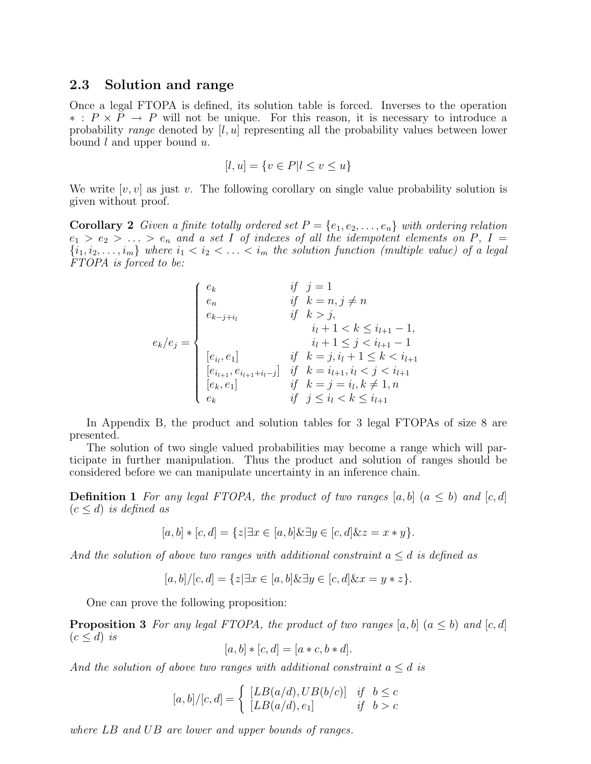## 2.3 Solution and range

Once a legal FTOPA is defined, its solution table is forced. Inverses to the operation $* : P \times P \to P$ will not be unique. For this reason, it is necessary to introduce a probability *range* denoted by $[l, u]$ representing all the probability values between lower bound $l$ and upper bound $u$.

$$[l, u] = \{v \in P | l \leq v \leq u\}$$

We write $[v, v]$ as just $v$. The following corollary on single value probability solution is given without proof.

**Corollary 2** *Given a finite totally ordered set $P = \{e_1, e_2, \ldots, e_n\}$ with ordering relation $e_1 > e_2 > \ldots > e_n$ and a set $I$ of indexes of all the idempotent elements on $P$, $I = \{i_1, i_2, \ldots, i_m\}$ where $i_1 < i_2 < \ldots < i_m$ the solution function (multiple value) of a legal FTOPA is forced to be:*

$$e_k/e_j = \begin{cases} e_k & \text{if } j = 1 \\ e_n & \text{if } k = n, j \neq n \\ e_{k-j+i_l} & \text{if } k > j, \\ & \quad i_l + 1 < k \leq i_{l+1} - 1, \\ & \quad i_l + 1 \leq j < i_{l+1} - 1 \\ [e_{i_l}, e_1] & \text{if } k = j, i_l + 1 \leq k < i_{l+1} \\ [e_{i_{l+1}}, e_{i_{l+1}+i_l-j}] & \text{if } k = i_{l+1}, i_l < j < i_{l+1} \\ [e_k, e_1] & \text{if } k = j = i_l, k \neq 1, n \\ e_k & \text{if } j \leq i_l < k \leq i_{l+1} \end{cases}$$

In Appendix B, the product and solution tables for 3 legal FTOPAs of size 8 are presented.

The solution of two single valued probabilities may become a range which will participate in further manipulation. Thus the product and solution of ranges should be considered before we can manipulate uncertainty in an inference chain.

**Definition 1** *For any legal FTOPA, the product of two ranges $[a, b]$ $(a \leq b)$ and $[c, d]$ $(c \leq d)$ is defined as*

$$[a, b] * [c, d] = \{z | \exists x \in [a, b] \& \exists y \in [c, d] \& z = x * y\}.$$

*And the solution of above two ranges with additional constraint $a \leq d$ is defined as*

$$[a, b]/[c, d] = \{z | \exists x \in [a, b] \& \exists y \in [c, d] \& x = y * z\}.$$

One can prove the following proposition:

**Proposition 3** *For any legal FTOPA, the product of two ranges $[a, b]$ $(a \leq b)$ and $[c, d]$ $(c \leq d)$ is*

$$[a, b] * [c, d] = [a * c, b * d].$$

*And the solution of above two ranges with additional constraint $a \leq d$ is*

$$[a, b]/[c, d] = \begin{cases} [LB(a/d), UB(b/c)] & \text{if } b \leq c \\ [LB(a/d), e_1] & \text{if } b > c \end{cases}$$

*where $LB$ and $UB$ are lower and upper bounds of ranges.*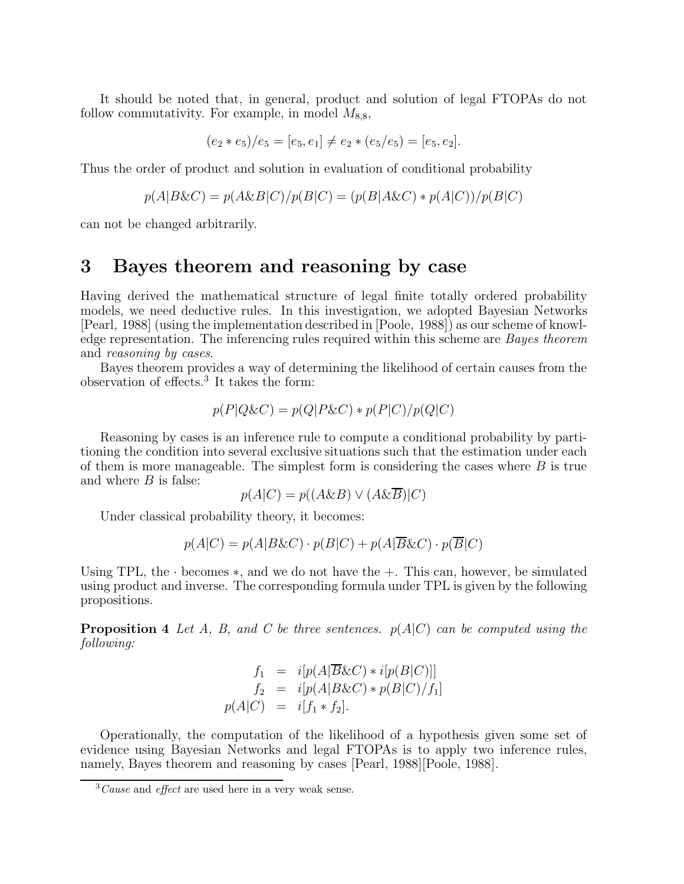It should be noted that, in general, product and solution of legal FTOPAs do not follow commutativity. For example, in model $M_{8,8}$,

$$(e_2 * e_5)/e_5 = [e_5, e_1] \neq e_2 * (e_5/e_5) = [e_5, e_2].$$

Thus the order of product and solution in evaluation of conditional probability

$$p(A|B\&C) = p(A\&B|C)/p(B|C) = (p(B|A\&C) * p(A|C))/p(B|C)$$

can not be changed arbitrarily.

# 3 Bayes theorem and reasoning by case

Having derived the mathematical structure of legal finite totally ordered probability models, we need deductive rules. In this investigation, we adopted Bayesian Networks [Pearl, 1988] (using the implementation described in [Poole, 1988]) as our scheme of knowledge representation. The inferencing rules required within this scheme are *Bayes theorem* and *reasoning by cases*.

Bayes theorem provides a way of determining the likelihood of certain causes from the observation of effects.[3] It takes the form:

$$p(P|Q\&C) = p(Q|P\&C) * p(P|C)/p(Q|C)$$

Reasoning by cases is an inference rule to compute a conditional probability by partitioning the condition into several exclusive situations such that the estimation under each of them is more manageable. The simplest form is considering the cases where $B$ is true and where $B$ is false:

$$p(A|C) = p((A\&B) \vee (A\&\overline{B})|C)$$

Under classical probability theory, it becomes:

$$p(A|C) = p(A|B\&C) \cdot p(B|C) + p(A|\overline{B}\&C) \cdot p(\overline{B}|C)$$

Using TPL, the $\cdot$ becomes $*$, and we do not have the $+$. This can, however, be simulated using product and inverse. The corresponding formula under TPL is given by the following propositions.

**Proposition 4** *Let A, B, and C be three sentences. $p(A|C)$ can be computed using the following:*

$$\begin{aligned}
f_1 &= i[p(A|\overline{B}\&C) * i[p(B|C)]] \\
f_2 &= i[p(A|B\&C) * p(B|C)/f_1] \\
p(A|C) &= i[f_1 * f_2].
\end{aligned}$$

Operationally, the computation of the likelihood of a hypothesis given some set of evidence using Bayesian Networks and legal FTOPAs is to apply two inference rules, namely, Bayes theorem and reasoning by cases [Pearl, 1988][Poole, 1988].

[3] *Cause* and *effect* are used here in a very weak sense.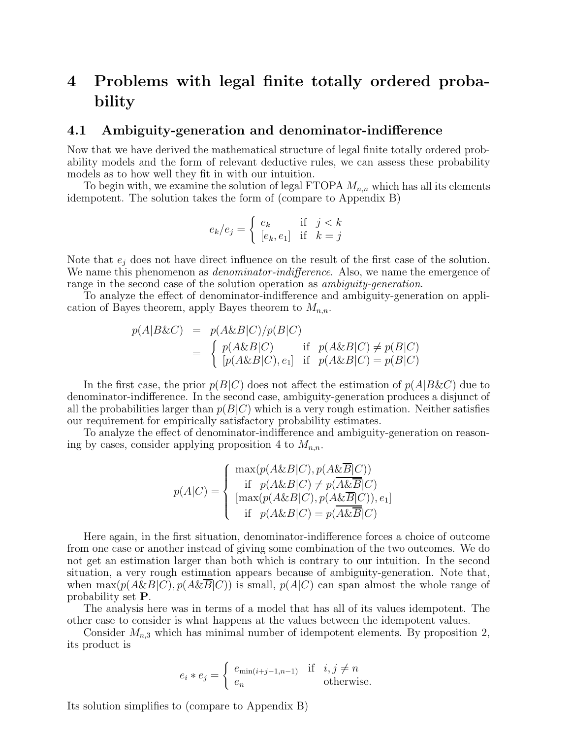# 4 Problems with legal finite totally ordered probability

## 4.1 Ambiguity-generation and denominator-indifference

Now that we have derived the mathematical structure of legal finite totally ordered probability models and the form of relevant deductive rules, we can assess these probability models as to how well they fit in with our intuition.

To begin with, we examine the solution of legal FTOPA $M_{n,n}$ which has all its elements idempotent. The solution takes the form of (compare to Appendix B)

$$e_k/e_j = \begin{cases} e_k & \text{if} \quad j < k \\ [e_k, e_1] & \text{if} \quad k = j \end{cases}$$

Note that $e_j$ does not have direct influence on the result of the first case of the solution. We name this phenomenon as *denominator-indifference*. Also, we name the emergence of range in the second case of the solution operation as *ambiguity-generation*.

To analyze the effect of denominator-indifference and ambiguity-generation on application of Bayes theorem, apply Bayes theorem to $M_{n,n}$.

$$\begin{aligned} p(A|B\&C) &= p(A\&B|C)/p(B|C) \\ &= \begin{cases} p(A\&B|C) & \text{if} \quad p(A\&B|C) \neq p(B|C) \\ [p(A\&B|C), e_1] & \text{if} \quad p(A\&B|C) = p(B|C) \end{cases} \end{aligned}$$

In the first case, the prior $p(B|C)$ does not affect the estimation of $p(A|B\&C)$ due to denominator-indifference. In the second case, ambiguity-generation produces a disjunct of all the probabilities larger than $p(B|C)$ which is a very rough estimation. Neither satisfies our requirement for empirically satisfactory probability estimates.

To analyze the effect of denominator-indifference and ambiguity-generation on reasoning by cases, consider applying proposition 4 to $M_{n,n}$.

$$p(A|C) = \begin{cases} \max(p(A\&B|C), p(A\&\overline{B}|C)) \\ \quad \text{if} \quad p(A\&B|C) \neq p(\overline{A\&\overline{B}}|C) \\ [\max(p(A\&B|C), p(A\&\overline{B}|C)), e_1] \\ \quad \text{if} \quad p(A\&B|C) = p(\overline{A\&\overline{B}}|C) \end{cases}$$

Here again, in the first situation, denominator-indifference forces a choice of outcome from one case or another instead of giving some combination of the two outcomes. We do not get an estimation larger than both which is contrary to our intuition. In the second situation, a very rough estimation appears because of ambiguity-generation. Note that, when $\max(p(A\&B|C), p(A\&\overline{B}|C))$ is small, $p(A|C)$ can span almost the whole range of probability set $\mathbf{P}$.

The analysis here was in terms of a model that has all of its values idempotent. The other case to consider is what happens at the values between the idempotent values.

Consider $M_{n,3}$ which has minimal number of idempotent elements. By proposition 2, its product is

$$e_i * e_j = \begin{cases} e_{\min(i+j-1,n-1)} & \text{if} \quad i, j \neq n \\ e_n & \text{otherwise.} \end{cases}$$

Its solution simplifies to (compare to Appendix B)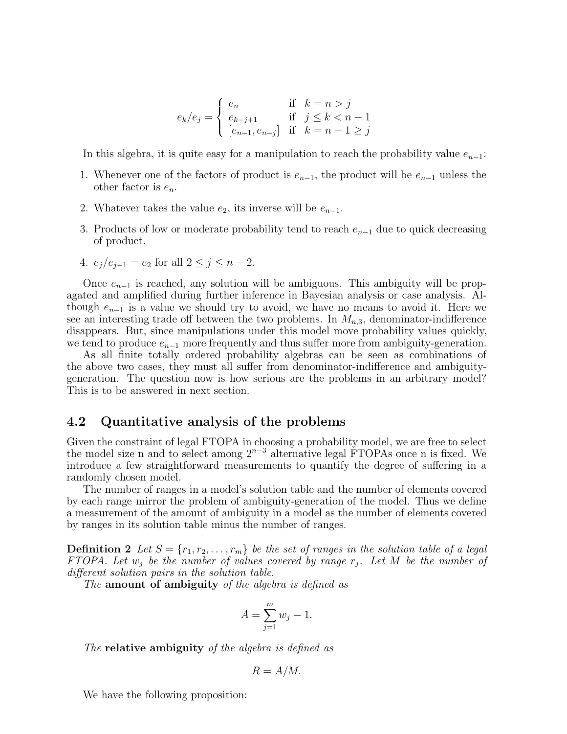$$
e_k/e_j = \begin{cases} e_n & \text{if} \quad k = n > j \\ e_{k-j+1} & \text{if} \quad j \leq k < n-1 \\ [e_{n-1}, e_{n-j}] & \text{if} \quad k = n-1 \geq j \end{cases}
$$

In this algebra, it is quite easy for a manipulation to reach the probability value $e_{n-1}$:

1. Whenever one of the factors of product is $e_{n-1}$, the product will be $e_{n-1}$ unless the other factor is $e_n$.
2. Whatever takes the value $e_2$, its inverse will be $e_{n-1}$.
3. Products of low or moderate probability tend to reach $e_{n-1}$ due to quick decreasing of product.
4. $e_j/e_{j-1} = e_2$ for all $2 \leq j \leq n-2$.

Once $e_{n-1}$ is reached, any solution will be ambiguous. This ambiguity will be propagated and amplified during further inference in Bayesian analysis or case analysis. Although $e_{n-1}$ is a value we should try to avoid, we have no means to avoid it. Here we see an interesting trade off between the two problems. In $M_{n,3}$, denominator-indifference disappears. But, since manipulations under this model move probability values quickly, we tend to produce $e_{n-1}$ more frequently and thus suffer more from ambiguity-generation.

As all finite totally ordered probability algebras can be seen as combinations of the above two cases, they must all suffer from denominator-indifference and ambiguity-generation. The question now is how serious are the problems in an arbitrary model? This is to be answered in next section.

## 4.2 Quantitative analysis of the problems

Given the constraint of legal FTOPA in choosing a probability model, we are free to select the model size n and to select among $2^{n-3}$ alternative legal FTOPAs once n is fixed. We introduce a few straightforward measurements to quantify the degree of suffering in a randomly chosen model.

The number of ranges in a model's solution table and the number of elements covered by each range mirror the problem of ambiguity-generation of the model. Thus we define a measurement of the amount of ambiguity in a model as the number of elements covered by ranges in its solution table minus the number of ranges.

**Definition 2** *Let $S = \{r_1, r_2, \ldots, r_m\}$ be the set of ranges in the solution table of a legal FTOPA. Let $w_j$ be the number of values covered by range $r_j$. Let $M$ be the number of different solution pairs in the solution table.*

*The* **amount of ambiguity** *of the algebra is defined as*

$$
A = \sum_{j=1}^{m} w_j - 1.
$$

*The* **relative ambiguity** *of the algebra is defined as*

$$
R = A/M.
$$

We have the following proposition: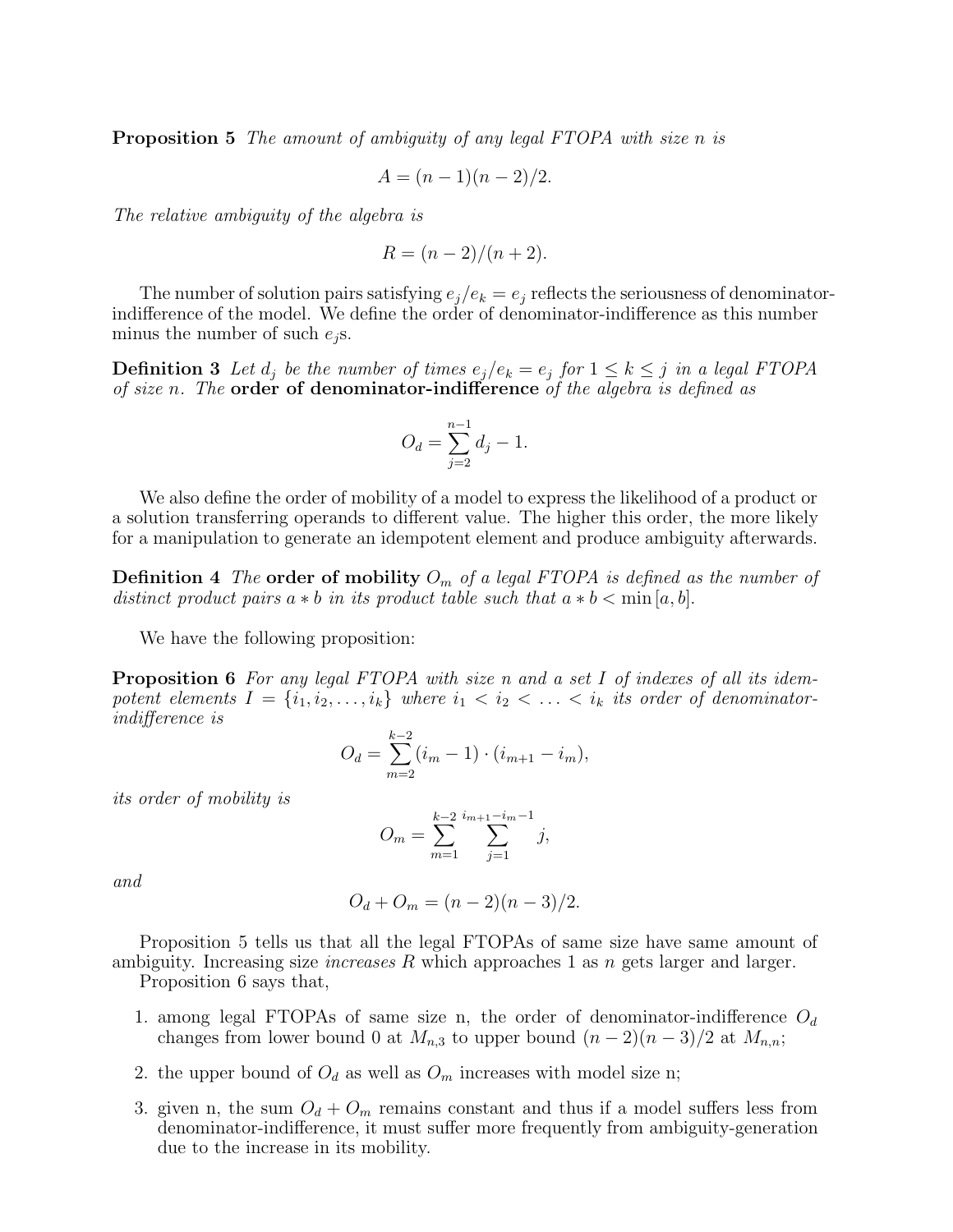**Proposition 5** *The amount of ambiguity of any legal FTOPA with size n is*

$$A = (n-1)(n-2)/2.$$

*The relative ambiguity of the algebra is*

$$R = (n-2)/(n+2).$$

The number of solution pairs satisfying $e_j/e_k = e_j$ reflects the seriousness of denominator-indifference of the model. We define the order of denominator-indifference as this number minus the number of such $e_j$s.

**Definition 3** *Let $d_j$ be the number of times $e_j/e_k = e_j$ for $1 \leq k \leq j$ in a legal FTOPA of size n. The* **order of denominator-indifference** *of the algebra is defined as*

$$O_d = \sum_{j=2}^{n-1} d_j - 1.$$

We also define the order of mobility of a model to express the likelihood of a product or a solution transferring operands to different value. The higher this order, the more likely for a manipulation to generate an idempotent element and produce ambiguity afterwards.

**Definition 4** *The* **order of mobility** *$O_m$ of a legal FTOPA is defined as the number of distinct product pairs $a * b$ in its product table such that $a * b < \min[a, b]$.*

We have the following proposition:

**Proposition 6** *For any legal FTOPA with size n and a set I of indexes of all its idempotent elements $I = \{i_1, i_2, \ldots, i_k\}$ where $i_1 < i_2 < \ldots < i_k$ its order of denominator-indifference is*

$$O_d = \sum_{m=2}^{k-2} (i_m - 1) \cdot (i_{m+1} - i_m),$$

*its order of mobility is*

$$O_m = \sum_{m=1}^{k-2} \sum_{j=1}^{i_{m+1}-i_m-1} j,$$

*and*

$$O_d + O_m = (n-2)(n-3)/2.$$

Proposition 5 tells us that all the legal FTOPAs of same size have same amount of ambiguity. Increasing size *increases* $R$ which approaches 1 as $n$ gets larger and larger.

Proposition 6 says that,

1. among legal FTOPAs of same size n, the order of denominator-indifference $O_d$ changes from lower bound 0 at $M_{n,3}$ to upper bound $(n-2)(n-3)/2$ at $M_{n,n}$;
2. the upper bound of $O_d$ as well as $O_m$ increases with model size n;
3. given n, the sum $O_d + O_m$ remains constant and thus if a model suffers less from denominator-indifference, it must suffer more frequently from ambiguity-generation due to the increase in its mobility.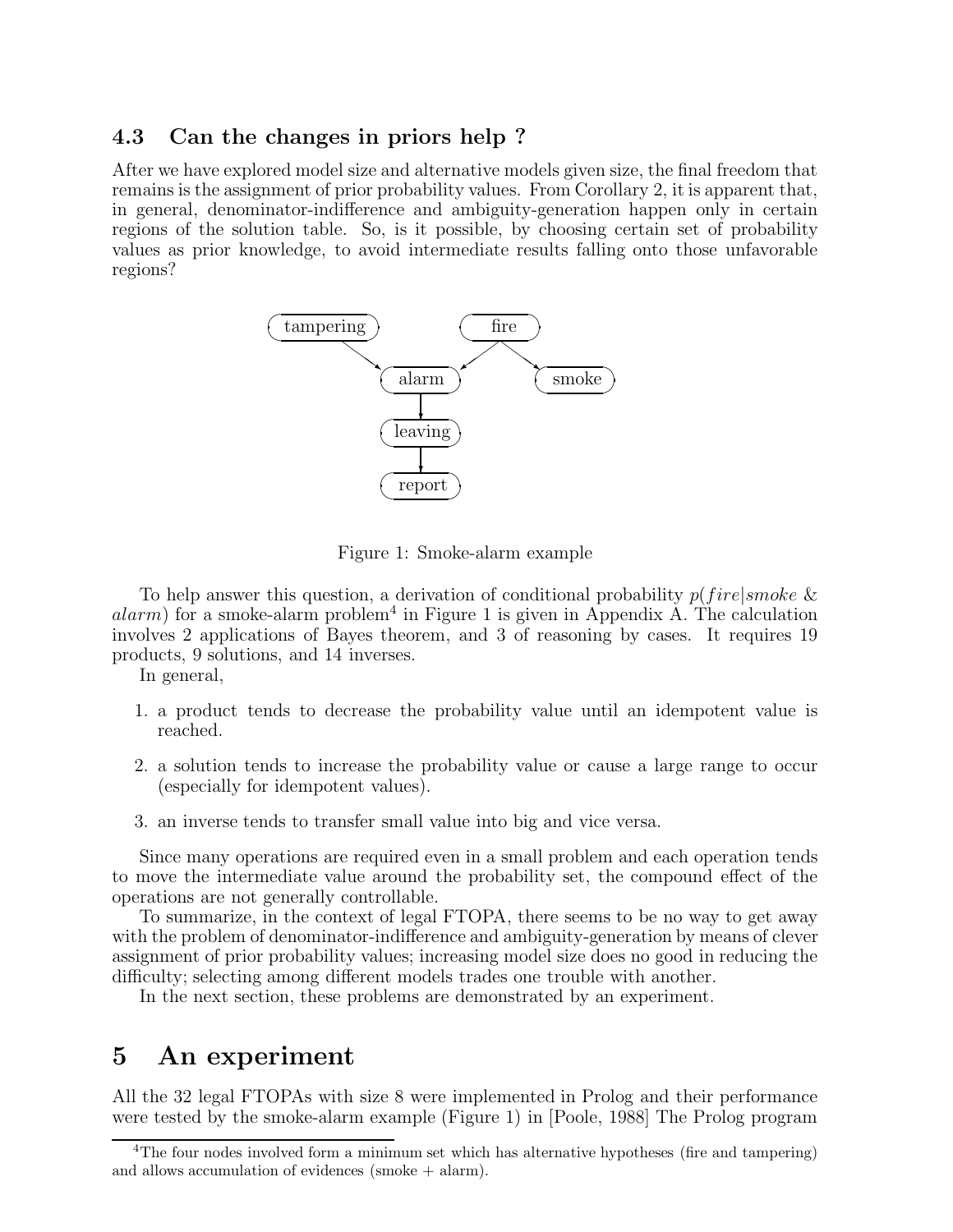### 4.3 Can the changes in priors help ?

After we have explored model size and alternative models given size, the final freedom that remains is the assignment of prior probability values. From Corollary 2, it is apparent that, in general, denominator-indifference and ambiguity-generation happen only in certain regions of the solution table. So, is it possible, by choosing certain set of probability values as prior knowledge, to avoid intermediate results falling onto those unfavorable regions?

Figure 1: Smoke-alarm example

To help answer this question, a derivation of conditional probability $p(fire|smoke \,\&\, alarm)$ for a smoke-alarm problem[4] in Figure 1 is given in Appendix A. The calculation involves 2 applications of Bayes theorem, and 3 of reasoning by cases. It requires 19 products, 9 solutions, and 14 inverses.

In general,

1. a product tends to decrease the probability value until an idempotent value is reached.
2. a solution tends to increase the probability value or cause a large range to occur (especially for idempotent values).
3. an inverse tends to transfer small value into big and vice versa.

Since many operations are required even in a small problem and each operation tends to move the intermediate value around the probability set, the compound effect of the operations are not generally controllable.

To summarize, in the context of legal FTOPA, there seems to be no way to get away with the problem of denominator-indifference and ambiguity-generation by means of clever assignment of prior probability values; increasing model size does no good in reducing the difficulty; selecting among different models trades one trouble with another.

In the next section, these problems are demonstrated by an experiment.

# 5 An experiment

All the 32 legal FTOPAs with size 8 were implemented in Prolog and their performance were tested by the smoke-alarm example (Figure 1) in [Poole, 1988] The Prolog program

[4] The four nodes involved form a minimum set which has alternative hypotheses (fire and tampering) and allows accumulation of evidences (smoke + alarm).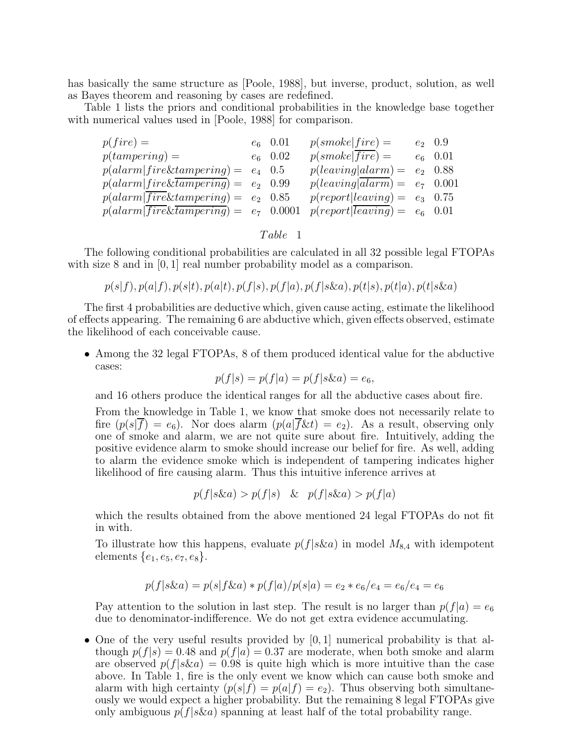has basically the same structure as [Poole, 1988], but inverse, product, solution, as well as Bayes theorem and reasoning by cases are redefined.

Table 1 lists the priors and conditional probabilities in the knowledge base together with numerical values used in [Poole, 1988] for comparison.

| | | | | | |
|---|---|---|---|---|---|
| $p(fire) =$ | $e_6$ | 0.01 | $p(smoke\|fire) =$ | $e_2$ | 0.9 |
| $p(tampering) =$ | $e_6$ | 0.02 | $p(smoke\|\overline{fire}) =$ | $e_6$ | 0.01 |
| $p(alarm\|fire\&tampering) =$ | $e_4$ | 0.5 | $p(leaving\|alarm) =$ | $e_2$ | 0.88 |
| $p(alarm\|fire\&\overline{tampering}) =$ | $e_2$ | 0.99 | $p(leaving\|\overline{alarm}) =$ | $e_7$ | 0.001 |
| $p(alarm\|\overline{fire}\&tampering) =$ | $e_2$ | 0.85 | $p(report\|leaving) =$ | $e_3$ | 0.75 |
| $p(alarm\|\overline{fire}\&\overline{tampering}) =$ | $e_7$ | 0.0001 | $p(report\|\overline{leaving}) =$ | $e_6$ | 0.01 |

*Table 1*

The following conditional probabilities are calculated in all 32 possible legal FTOPAs with size 8 and in $[0, 1]$ real number probability model as a comparison.

$$p(s|f), p(a|f), p(s|t), p(a|t), p(f|s), p(f|a), p(f|s\&a), p(t|s), p(t|a), p(t|s\&a)$$

The first 4 probabilities are deductive which, given cause acting, estimate the likelihood of effects appearing. The remaining 6 are abductive which, given effects observed, estimate the likelihood of each conceivable cause.

- Among the 32 legal FTOPAs, 8 of them produced identical value for the abductive cases:

  $$p(f|s) = p(f|a) = p(f|s\&a) = e_6,$$

  and 16 others produce the identical ranges for all the abductive cases about fire.

  From the knowledge in Table 1, we know that smoke does not necessarily relate to fire ($p(s|\overline{f}) = e_6$). Nor does alarm ($p(a|\overline{f}\&t) = e_2$). As a result, observing only one of smoke and alarm, we are not quite sure about fire. Intuitively, adding the positive evidence alarm to smoke should increase our belief for fire. As well, adding to alarm the evidence smoke which is independent of tampering indicates higher likelihood of fire causing alarm. Thus this intuitive inference arrives at

  $$p(f|s\&a) > p(f|s) \quad \& \quad p(f|s\&a) > p(f|a)$$

  which the results obtained from the above mentioned 24 legal FTOPAs do not fit in with.

  To illustrate how this happens, evaluate $p(f|s\&a)$ in model $M_{8,4}$ with idempotent elements $\{e_1, e_5, e_7, e_8\}$.

  $$p(f|s\&a) = p(s|f\&a) * p(f|a)/p(s|a) = e_2 * e_6/e_4 = e_6/e_4 = e_6$$

  Pay attention to the solution in last step. The result is no larger than $p(f|a) = e_6$ due to denominator-indifference. We do not get extra evidence accumulating.

- One of the very useful results provided by $[0, 1]$ numerical probability is that although $p(f|s) = 0.48$ and $p(f|a) = 0.37$ are moderate, when both smoke and alarm are observed $p(f|s\&a) = 0.98$ is quite high which is more intuitive than the case above. In Table 1, fire is the only event we know which can cause both smoke and alarm with high certainty ($p(s|f) = p(a|f) = e_2$). Thus observing both simultaneously we would expect a higher probability. But the remaining 8 legal FTOPAs give only ambiguous $p(f|s\&a)$ spanning at least half of the total probability range.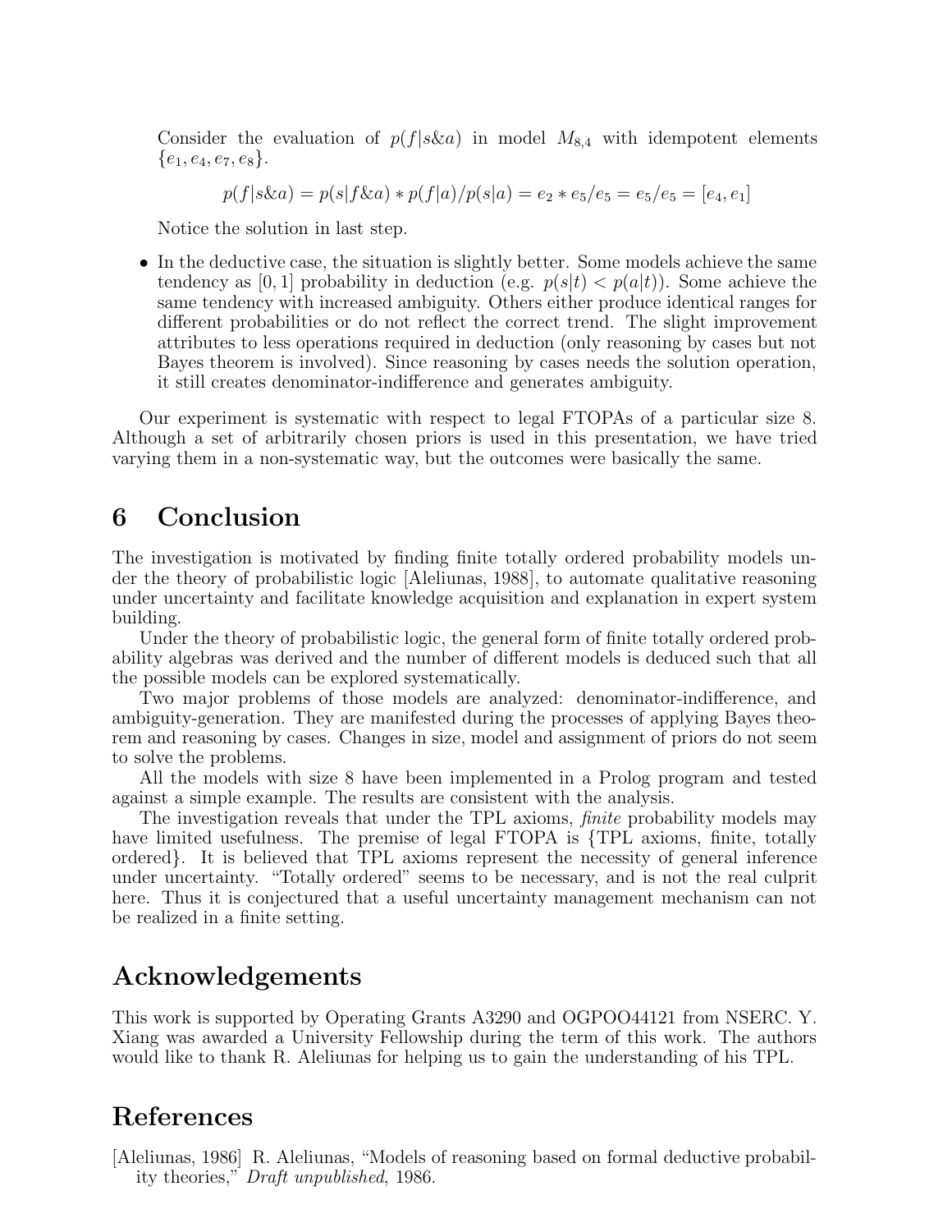Consider the evaluation of $p(f|s\&a)$ in model $M_{8,4}$ with idempotent elements $\{e_1, e_4, e_7, e_8\}$.

$$p(f|s\&a) = p(s|f\&a) * p(f|a)/p(s|a) = e_2 * e_5/e_5 = e_5/e_5 = [e_4, e_1]$$

Notice the solution in last step.

- In the deductive case, the situation is slightly better. Some models achieve the same tendency as $[0, 1]$ probability in deduction (e.g. $p(s|t) < p(a|t)$). Some achieve the same tendency with increased ambiguity. Others either produce identical ranges for different probabilities or do not reflect the correct trend. The slight improvement attributes to less operations required in deduction (only reasoning by cases but not Bayes theorem is involved). Since reasoning by cases needs the solution operation, it still creates denominator-indifference and generates ambiguity.

Our experiment is systematic with respect to legal FTOPAs of a particular size 8. Although a set of arbitrarily chosen priors is used in this presentation, we have tried varying them in a non-systematic way, but the outcomes were basically the same.

## 6 Conclusion

The investigation is motivated by finding finite totally ordered probability models under the theory of probabilistic logic [Aleliunas, 1988], to automate qualitative reasoning under uncertainty and facilitate knowledge acquisition and explanation in expert system building.

Under the theory of probabilistic logic, the general form of finite totally ordered probability algebras was derived and the number of different models is deduced such that all the possible models can be explored systematically.

Two major problems of those models are analyzed: denominator-indifference, and ambiguity-generation. They are manifested during the processes of applying Bayes theorem and reasoning by cases. Changes in size, model and assignment of priors do not seem to solve the problems.

All the models with size 8 have been implemented in a Prolog program and tested against a simple example. The results are consistent with the analysis.

The investigation reveals that under the TPL axioms, *finite* probability models may have limited usefulness. The premise of legal FTOPA is {TPL axioms, finite, totally ordered}. It is believed that TPL axioms represent the necessity of general inference under uncertainty. "Totally ordered" seems to be necessary, and is not the real culprit here. Thus it is conjectured that a useful uncertainty management mechanism can not be realized in a finite setting.

## Acknowledgements

This work is supported by Operating Grants A3290 and OGPOO44121 from NSERC. Y. Xiang was awarded a University Fellowship during the term of this work. The authors would like to thank R. Aleliunas for helping us to gain the understanding of his TPL.

## References

[Aleliunas, 1986] R. Aleliunas, "Models of reasoning based on formal deductive probability theories," *Draft unpublished*, 1986.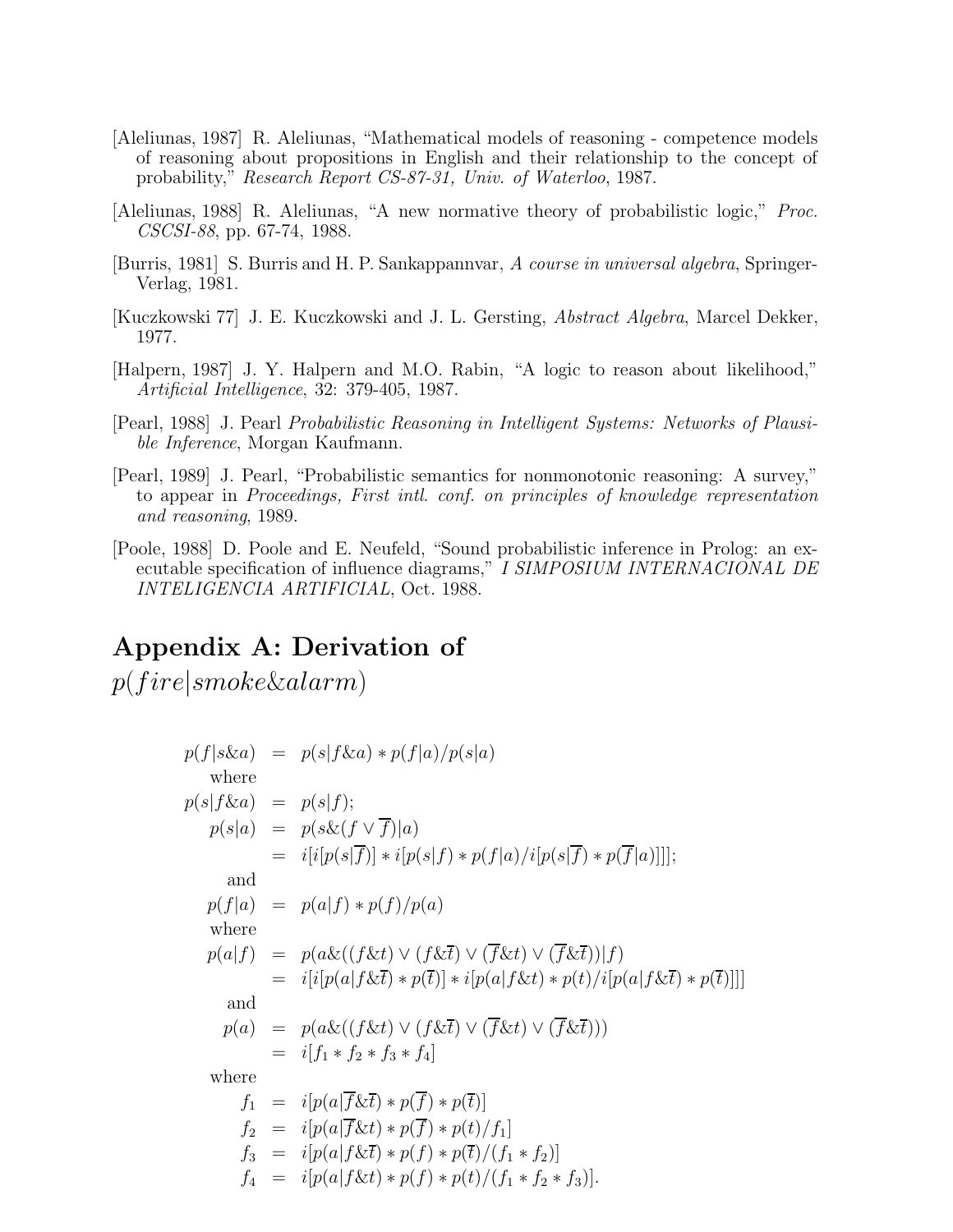[Aleliunas, 1987] R. Aleliunas, "Mathematical models of reasoning - competence models of reasoning about propositions in English and their relationship to the concept of probability," *Research Report CS-87-31, Univ. of Waterloo*, 1987.

[Aleliunas, 1988] R. Aleliunas, "A new normative theory of probabilistic logic," *Proc. CSCSI-88*, pp. 67-74, 1988.

[Burris, 1981] S. Burris and H. P. Sankappannvar, *A course in universal algebra*, Springer-Verlag, 1981.

[Kuczkowski 77] J. E. Kuczkowski and J. L. Gersting, *Abstract Algebra*, Marcel Dekker, 1977.

[Halpern, 1987] J. Y. Halpern and M.O. Rabin, "A logic to reason about likelihood," *Artificial Intelligence*, 32: 379-405, 1987.

[Pearl, 1988] J. Pearl *Probabilistic Reasoning in Intelligent Systems: Networks of Plausible Inference*, Morgan Kaufmann.

[Pearl, 1989] J. Pearl, "Probabilistic semantics for nonmonotonic reasoning: A survey," to appear in *Proceedings, First intl. conf. on principles of knowledge representation and reasoning*, 1989.

[Poole, 1988] D. Poole and E. Neufeld, "Sound probabilistic inference in Prolog: an executable specification of influence diagrams," *I SIMPOSIUM INTERNACIONAL DE INTELIGENCIA ARTIFICIAL*, Oct. 1988.

# Appendix A: Derivation of $p(fire|smoke\&alarm)$

$$
\begin{aligned}
p(f|s\&a) &= p(s|f\&a) * p(f|a)/p(s|a) \\
\text{where} & \\
p(s|f\&a) &= p(s|f); \\
p(s|a) &= p(s\&(f \vee \overline{f})|a) \\
&= i[i[p(s|\overline{f})] * i[p(s|f) * p(f|a)/i[p(s|\overline{f}) * p(\overline{f}|a)]]]; \\
\text{and} & \\
p(f|a) &= p(a|f) * p(f)/p(a) \\
\text{where} & \\
p(a|f) &= p(a\&((f\&t) \vee (f\&\overline{t}) \vee (\overline{f}\&t) \vee (\overline{f}\&\overline{t}))|f) \\
&= i[i[p(a|f\&\overline{t}) * p(\overline{t})] * i[p(a|f\&t) * p(t)/i[p(a|f\&\overline{t}) * p(\overline{t})]]] \\
\text{and} & \\
p(a) &= p(a\&((f\&t) \vee (f\&\overline{t}) \vee (\overline{f}\&t) \vee (\overline{f}\&\overline{t}))) \\
&= i[f_1 * f_2 * f_3 * f_4] \\
\text{where} & \\
f_1 &= i[p(a|\overline{f}\&\overline{t}) * p(\overline{f}) * p(\overline{t})] \\
f_2 &= i[p(a|\overline{f}\&t) * p(\overline{f}) * p(t)/f_1] \\
f_3 &= i[p(a|f\&\overline{t}) * p(f) * p(\overline{t})/(f_1 * f_2)] \\
f_4 &= i[p(a|f\&t) * p(f) * p(t)/(f_1 * f_2 * f_3)].
\end{aligned}
$$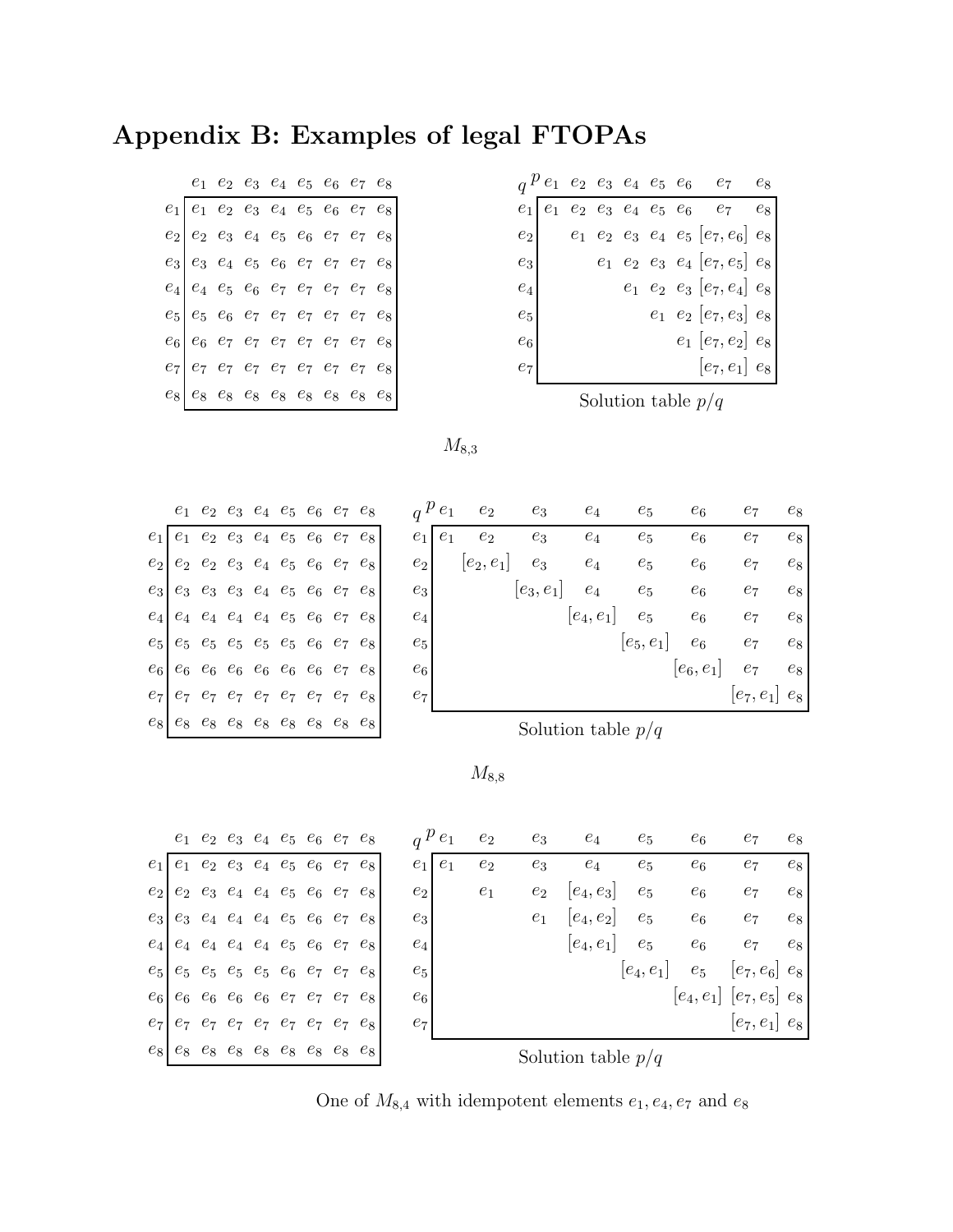## Appendix B: Examples of legal FTOPAs

| | $e_1$ | $e_2$ | $e_3$ | $e_4$ | $e_5$ | $e_6$ | $e_7$ | $e_8$ |
|---|---|---|---|---|---|---|---|---|
| $e_1$ | $e_1$ | $e_2$ | $e_3$ | $e_4$ | $e_5$ | $e_6$ | $e_7$ | $e_8$ |
| $e_2$ | $e_2$ | $e_3$ | $e_4$ | $e_5$ | $e_6$ | $e_7$ | $e_7$ | $e_8$ |
| $e_3$ | $e_3$ | $e_4$ | $e_5$ | $e_6$ | $e_7$ | $e_7$ | $e_7$ | $e_8$ |
| $e_4$ | $e_4$ | $e_5$ | $e_6$ | $e_7$ | $e_7$ | $e_7$ | $e_7$ | $e_8$ |
| $e_5$ | $e_5$ | $e_6$ | $e_7$ | $e_7$ | $e_7$ | $e_7$ | $e_7$ | $e_8$ |
| $e_6$ | $e_6$ | $e_7$ | $e_7$ | $e_7$ | $e_7$ | $e_7$ | $e_7$ | $e_8$ |
| $e_7$ | $e_7$ | $e_7$ | $e_7$ | $e_7$ | $e_7$ | $e_7$ | $e_7$ | $e_8$ |
| $e_8$ | $e_8$ | $e_8$ | $e_8$ | $e_8$ | $e_8$ | $e_8$ | $e_8$ | $e_8$ |

| $q$ \ $p$ | $e_1$ | $e_2$ | $e_3$ | $e_4$ | $e_5$ | $e_6$ | $e_7$ | $e_8$ |
|---|---|---|---|---|---|---|---|---|
| $e_1$ | $e_1$ | $e_2$ | $e_3$ | $e_4$ | $e_5$ | $e_6$ | $e_7$ | $e_8$ |
| $e_2$ | | $e_1$ | $e_2$ | $e_3$ | $e_4$ | $e_5$ | $[e_7, e_6]$ | $e_8$ |
| $e_3$ | | | $e_1$ | $e_2$ | $e_3$ | $e_4$ | $[e_7, e_5]$ | $e_8$ |
| $e_4$ | | | | $e_1$ | $e_2$ | $e_3$ | $[e_7, e_4]$ | $e_8$ |
| $e_5$ | | | | | $e_1$ | $e_2$ | $[e_7, e_3]$ | $e_8$ |
| $e_6$ | | | | | | $e_1$ | $[e_7, e_2]$ | $e_8$ |
| $e_7$ | | | | | | | $[e_7, e_1]$ | $e_8$ |

Solution table $p/q$

$M_{8,3}$

| | $e_1$ | $e_2$ | $e_3$ | $e_4$ | $e_5$ | $e_6$ | $e_7$ | $e_8$ |
|---|---|---|---|---|---|---|---|---|
| $e_1$ | $e_1$ | $e_2$ | $e_3$ | $e_4$ | $e_5$ | $e_6$ | $e_7$ | $e_8$ |
| $e_2$ | $e_2$ | $e_2$ | $e_3$ | $e_4$ | $e_5$ | $e_6$ | $e_7$ | $e_8$ |
| $e_3$ | $e_3$ | $e_3$ | $e_3$ | $e_4$ | $e_5$ | $e_6$ | $e_7$ | $e_8$ |
| $e_4$ | $e_4$ | $e_4$ | $e_4$ | $e_4$ | $e_5$ | $e_6$ | $e_7$ | $e_8$ |
| $e_5$ | $e_5$ | $e_5$ | $e_5$ | $e_5$ | $e_5$ | $e_6$ | $e_7$ | $e_8$ |
| $e_6$ | $e_6$ | $e_6$ | $e_6$ | $e_6$ | $e_6$ | $e_6$ | $e_7$ | $e_8$ |
| $e_7$ | $e_7$ | $e_7$ | $e_7$ | $e_7$ | $e_7$ | $e_7$ | $e_7$ | $e_8$ |
| $e_8$ | $e_8$ | $e_8$ | $e_8$ | $e_8$ | $e_8$ | $e_8$ | $e_8$ | $e_8$ |

| $q$ \ $p$ | $e_1$ | $e_2$ | $e_3$ | $e_4$ | $e_5$ | $e_6$ | $e_7$ | $e_8$ |
|---|---|---|---|---|---|---|---|---|
| $e_1$ | $e_1$ | $e_2$ | $e_3$ | $e_4$ | $e_5$ | $e_6$ | $e_7$ | $e_8$ |
| $e_2$ | | $[e_2, e_1]$ | $e_3$ | $e_4$ | $e_5$ | $e_6$ | $e_7$ | $e_8$ |
| $e_3$ | | | $[e_3, e_1]$ | $e_4$ | $e_5$ | $e_6$ | $e_7$ | $e_8$ |
| $e_4$ | | | | $[e_4, e_1]$ | $e_5$ | $e_6$ | $e_7$ | $e_8$ |
| $e_5$ | | | | | $[e_5, e_1]$ | $e_6$ | $e_7$ | $e_8$ |
| $e_6$ | | | | | | $[e_6, e_1]$ | $e_7$ | $e_8$ |
| $e_7$ | | | | | | | $[e_7, e_1]$ | $e_8$ |

Solution table $p/q$

$M_{8,8}$

| | $e_1$ | $e_2$ | $e_3$ | $e_4$ | $e_5$ | $e_6$ | $e_7$ | $e_8$ |
|---|---|---|---|---|---|---|---|---|
| $e_1$ | $e_1$ | $e_2$ | $e_3$ | $e_4$ | $e_5$ | $e_6$ | $e_7$ | $e_8$ |
| $e_2$ | $e_2$ | $e_3$ | $e_4$ | $e_4$ | $e_5$ | $e_6$ | $e_7$ | $e_8$ |
| $e_3$ | $e_3$ | $e_4$ | $e_4$ | $e_4$ | $e_5$ | $e_6$ | $e_7$ | $e_8$ |
| $e_4$ | $e_4$ | $e_4$ | $e_4$ | $e_4$ | $e_5$ | $e_6$ | $e_7$ | $e_8$ |
| $e_5$ | $e_5$ | $e_5$ | $e_5$ | $e_5$ | $e_6$ | $e_7$ | $e_7$ | $e_8$ |
| $e_6$ | $e_6$ | $e_6$ | $e_6$ | $e_6$ | $e_7$ | $e_7$ | $e_7$ | $e_8$ |
| $e_7$ | $e_7$ | $e_7$ | $e_7$ | $e_7$ | $e_7$ | $e_7$ | $e_7$ | $e_8$ |
| $e_8$ | $e_8$ | $e_8$ | $e_8$ | $e_8$ | $e_8$ | $e_8$ | $e_8$ | $e_8$ |

| $q$ \ $p$ | $e_1$ | $e_2$ | $e_3$ | $e_4$ | $e_5$ | $e_6$ | $e_7$ | $e_8$ |
|---|---|---|---|---|---|---|---|---|
| $e_1$ | $e_1$ | $e_2$ | $e_3$ | $e_4$ | $e_5$ | $e_6$ | $e_7$ | $e_8$ |
| $e_2$ | | $e_1$ | $e_2$ | $[e_4, e_3]$ | $e_5$ | $e_6$ | $e_7$ | $e_8$ |
| $e_3$ | | | $e_1$ | $[e_4, e_2]$ | $e_5$ | $e_6$ | $e_7$ | $e_8$ |
| $e_4$ | | | | $[e_4, e_1]$ | $e_5$ | $e_6$ | $e_7$ | $e_8$ |
| $e_5$ | | | | | $[e_4, e_1]$ | $e_5$ | $[e_7, e_6]$ | $e_8$ |
| $e_6$ | | | | | | $[e_4, e_1]$ | $[e_7, e_5]$ | $e_8$ |
| $e_7$ | | | | | | | $[e_7, e_1]$ | $e_8$ |

Solution table $p/q$

One of $M_{8,4}$ with idempotent elements $e_1, e_4, e_7$ and $e_8$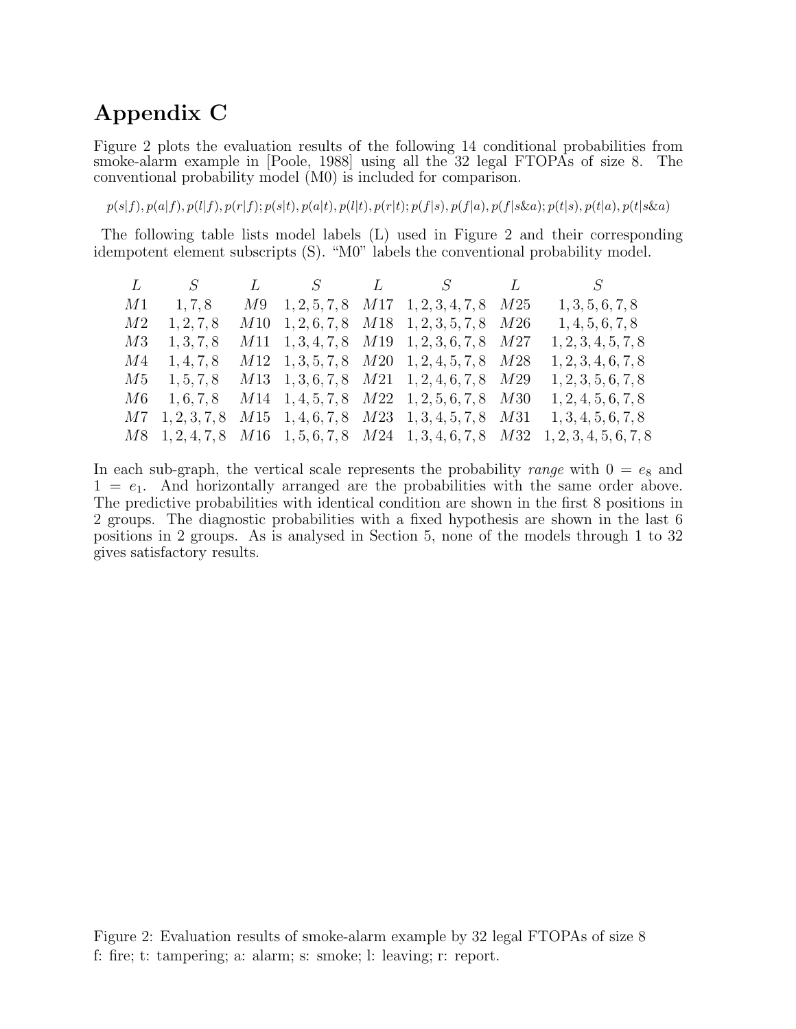# Appendix C

Figure 2 plots the evaluation results of the following 14 conditional probabilities from smoke-alarm example in [Poole, 1988] using all the 32 legal FTOPAs of size 8. The conventional probability model (M0) is included for comparison.

$$p(s|f), p(a|f), p(l|f), p(r|f); p(s|t), p(a|t), p(l|t), p(r|t); p(f|s), p(f|a), p(f|s\&a); p(t|s), p(t|a), p(t|s\&a)$$

The following table lists model labels (L) used in Figure 2 and their corresponding idempotent element subscripts (S). "M0" labels the conventional probability model.

| $L$ | $S$ | $L$ | $S$ | $L$ | $S$ | $L$ | $S$ |
|---|---|---|---|---|---|---|---|
| $M1$ | $1,7,8$ | $M9$ | $1,2,5,7,8$ | $M17$ | $1,2,3,4,7,8$ | $M25$ | $1,3,5,6,7,8$ |
| $M2$ | $1,2,7,8$ | $M10$ | $1,2,6,7,8$ | $M18$ | $1,2,3,5,7,8$ | $M26$ | $1,4,5,6,7,8$ |
| $M3$ | $1,3,7,8$ | $M11$ | $1,3,4,7,8$ | $M19$ | $1,2,3,6,7,8$ | $M27$ | $1,2,3,4,5,7,8$ |
| $M4$ | $1,4,7,8$ | $M12$ | $1,3,5,7,8$ | $M20$ | $1,2,4,5,7,8$ | $M28$ | $1,2,3,4,6,7,8$ |
| $M5$ | $1,5,7,8$ | $M13$ | $1,3,6,7,8$ | $M21$ | $1,2,4,6,7,8$ | $M29$ | $1,2,3,5,6,7,8$ |
| $M6$ | $1,6,7,8$ | $M14$ | $1,4,5,7,8$ | $M22$ | $1,2,5,6,7,8$ | $M30$ | $1,2,4,5,6,7,8$ |
| $M7$ | $1,2,3,7,8$ | $M15$ | $1,4,6,7,8$ | $M23$ | $1,3,4,5,7,8$ | $M31$ | $1,3,4,5,6,7,8$ |
| $M8$ | $1,2,4,7,8$ | $M16$ | $1,5,6,7,8$ | $M24$ | $1,3,4,6,7,8$ | $M32$ | $1,2,3,4,5,6,7,8$ |

In each sub-graph, the vertical scale represents the probability *range* with $0 = e_8$ and $1 = e_1$. And horizontally arranged are the probabilities with the same order above. The predictive probabilities with identical condition are shown in the first 8 positions in 2 groups. The diagnostic probabilities with a fixed hypothesis are shown in the last 6 positions in 2 groups. As is analysed in Section 5, none of the models through 1 to 32 gives satisfactory results.

Figure 2: Evaluation results of smoke-alarm example by 32 legal FTOPAs of size 8
f: fire; t: tampering; a: alarm; s: smoke; l: leaving; r: report.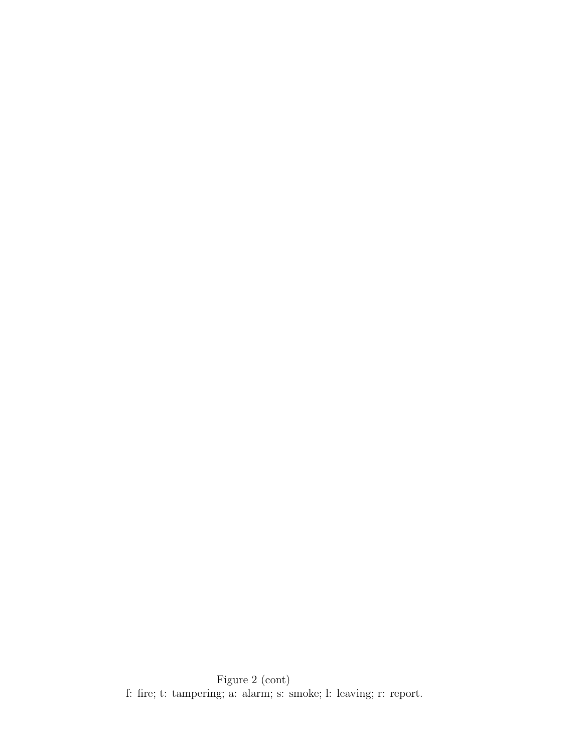Figure 2 (cont)

f: fire; t: tampering; a: alarm; s: smoke; l: leaving; r: report.